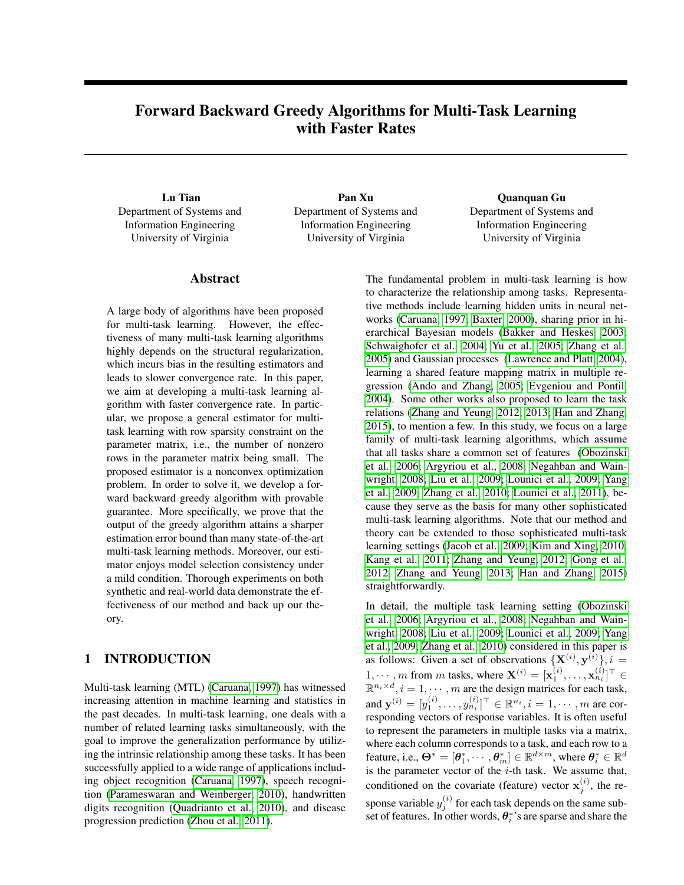# Forward Backward Greedy Algorithms for Multi-Task Learning with Faster Rates

**Lu Tian**
Department of Systems and Information Engineering
University of Virginia

**Pan Xu**
Department of Systems and Information Engineering
University of Virginia

**Quanquan Gu**
Department of Systems and Information Engineering
University of Virginia

## Abstract

A large body of algorithms have been proposed for multi-task learning. However, the effectiveness of many multi-task learning algorithms highly depends on the structural regularization, which incurs bias in the resulting estimators and leads to slower convergence rate. In this paper, we aim at developing a multi-task learning algorithm with faster convergence rate. In particular, we propose a general estimator for multi-task learning with row sparsity constraint on the parameter matrix, i.e., the number of nonzero rows in the parameter matrix being small. The proposed estimator is a nonconvex optimization problem. In order to solve it, we develop a forward backward greedy algorithm with provable guarantee. More specifically, we prove that the output of the greedy algorithm attains a sharper estimation error bound than many state-of-the-art multi-task learning methods. Moreover, our estimator enjoys model selection consistency under a mild condition. Thorough experiments on both synthetic and real-world data demonstrate the effectiveness of our method and back up our theory.

## 1 INTRODUCTION

Multi-task learning (MTL) (Caruana, 1997) has witnessed increasing attention in machine learning and statistics in the past decades. In multi-task learning, one deals with a number of related learning tasks simultaneously, with the goal to improve the generalization performance by utilizing the intrinsic relationship among these tasks. It has been successfully applied to a wide range of applications including object recognition (Caruana, 1997), speech recognition (Parameswaran and Weinberger, 2010), handwritten digits recognition (Quadrianto et al., 2010), and disease progression prediction (Zhou et al., 2011).

The fundamental problem in multi-task learning is how to characterize the relationship among tasks. Representative methods include learning hidden units in neural networks (Caruana, 1997; Baxter, 2000), sharing prior in hierarchical Bayesian models (Bakker and Heskes, 2003; Schwaighofer et al., 2004; Yu et al., 2005; Zhang et al., 2005) and Gaussian processes (Lawrence and Platt, 2004), learning a shared feature mapping matrix in multiple regression (Ando and Zhang, 2005; Evgeniou and Pontil, 2004). Some other works also proposed to learn the task relations (Zhang and Yeung, 2012, 2013; Han and Zhang, 2015), to mention a few. In this study, we focus on a large family of multi-task learning algorithms, which assume that all tasks share a common set of features (Obozinski et al., 2006; Argyriou et al., 2008; Negahban and Wainwright, 2008; Liu et al., 2009; Lounici et al., 2009; Yang et al., 2009; Zhang et al., 2010; Lounici et al., 2011), because they serve as the basis for many other sophisticated multi-task learning algorithms. Note that our method and theory can be extended to those sophisticated multi-task learning settings (Jacob et al., 2009; Kim and Xing, 2010; Kang et al., 2011; Zhang and Yeung, 2012; Gong et al., 2012; Zhang and Yeung, 2013; Han and Zhang, 2015) straightforwardly.

In detail, the multiple task learning setting (Obozinski et al., 2006; Argyriou et al., 2008; Negahban and Wainwright, 2008; Liu et al., 2009; Lounici et al., 2009; Yang et al., 2009; Zhang et al., 2010) considered in this paper is as follows: Given a set of observations $\{\mathbf{X}^{(i)}, \mathbf{y}^{(i)}\}, i = 1, \cdots, m$ from $m$ tasks, where $\mathbf{X}^{(i)} = [\mathbf{x}_1^{(i)}, \ldots, \mathbf{x}_{n_i}^{(i)}]^\top \in \mathbb{R}^{n_i \times d}, i = 1, \cdots, m$ are the design matrices for each task, and $\mathbf{y}^{(i)} = [y_1^{(i)}, \ldots, y_{n_i}^{(i)}]^\top \in \mathbb{R}^{n_i}, i = 1, \cdots, m$ are corresponding vectors of response variables. It is often useful to represent the parameters in multiple tasks via a matrix, where each column corresponds to a task, and each row to a feature, i.e., $\mathbf{\Theta}^* = [\boldsymbol{\theta}_1^*, \cdots, \boldsymbol{\theta}_m^*] \in \mathbb{R}^{d \times m}$, where $\boldsymbol{\theta}_i^* \in \mathbb{R}^d$ is the parameter vector of the $i$-th task. We assume that, conditioned on the covariate (feature) vector $\mathbf{x}_j^{(i)}$, the response variable $y_j^{(i)}$ for each task depends on the same subset of features. In other words, $\boldsymbol{\theta}_i^*$'s are sparse and share the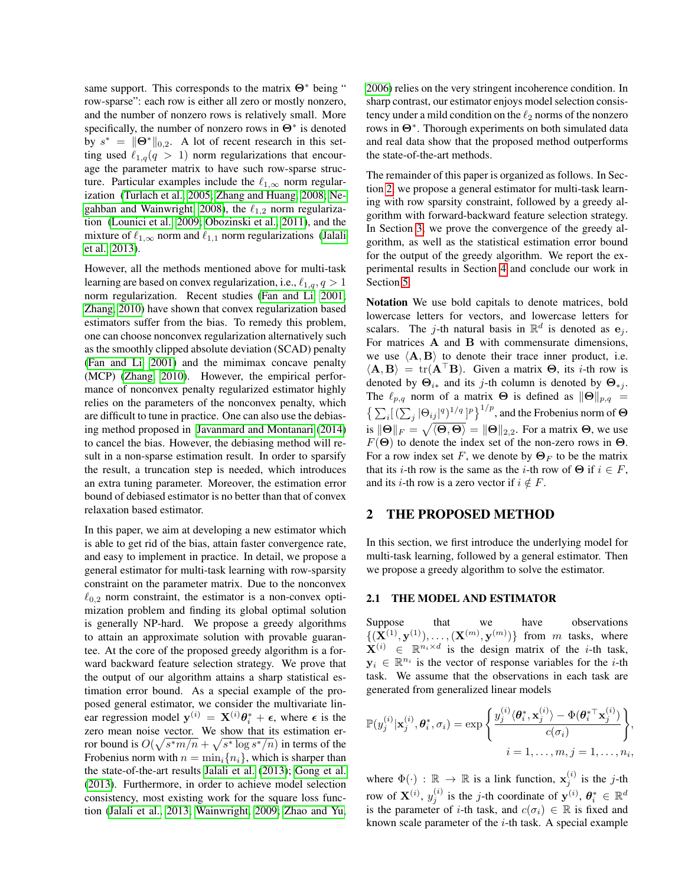same support. This corresponds to the matrix $\mathbf{\Theta}^*$ being " row-sparse": each row is either all zero or mostly nonzero, and the number of nonzero rows is relatively small. More specifically, the number of nonzero rows in $\mathbf{\Theta}^*$ is denoted by $s^* = \|\mathbf{\Theta}^*\|_{0,2}$. A lot of recent research in this setting used $\ell_{1,q}(q > 1)$ norm regularizations that encourage the parameter matrix to have such row-sparse structure. Particular examples include the $\ell_{1,\infty}$ norm regularization (Turlach et al., 2005; Zhang and Huang, 2008; Negahban and Wainwright, 2008), the $\ell_{1,2}$ norm regularization (Lounici et al., 2009; Obozinski et al., 2011), and the mixture of $\ell_{1,\infty}$ norm and $\ell_{1,1}$ norm regularizations (Jalali et al., 2013).

However, all the methods mentioned above for multi-task learning are based on convex regularization, i.e., $\ell_{1,q}, q > 1$ norm regularization. Recent studies (Fan and Li, 2001; Zhang, 2010) have shown that convex regularization based estimators suffer from the bias. To remedy this problem, one can choose nonconvex regularization alternatively such as the smoothly clipped absolute deviation (SCAD) penalty (Fan and Li, 2001) and the mimimax concave penalty (MCP) (Zhang, 2010). However, the empirical performance of nonconvex penalty regularized estimator highly relies on the parameters of the nonconvex penalty, which are difficult to tune in practice. One can also use the debiasing method proposed in Javanmard and Montanari (2014) to cancel the bias. However, the debiasing method will result in a non-sparse estimation result. In order to sparsify the result, a truncation step is needed, which introduces an extra tuning parameter. Moreover, the estimation error bound of debiased estimator is no better than that of convex relaxation based estimator.

In this paper, we aim at developing a new estimator which is able to get rid of the bias, attain faster convergence rate, and easy to implement in practice. In detail, we propose a general estimator for multi-task learning with row-sparsity constraint on the parameter matrix. Due to the nonconvex $\ell_{0,2}$ norm constraint, the estimator is a non-convex optimization problem and finding its global optimal solution is generally NP-hard. We propose a greedy algorithms to attain an approximate solution with provable guarantee. At the core of the proposed greedy algorithm is a forward backward feature selection strategy. We prove that the output of our algorithm attains a sharp statistical estimation error bound. As a special example of the proposed general estimator, we consider the multivariate linear regression model $\mathbf{y}^{(i)} = \mathbf{X}^{(i)}\boldsymbol{\theta}_i^* + \boldsymbol{\epsilon}$, where $\boldsymbol{\epsilon}$ is the zero mean noise vector. We show that its estimation error bound is $O(\sqrt{s^*m/n} + \sqrt{s^* \log s^*/n})$ in terms of the Frobenius norm with $n = \min_i\{n_i\}$, which is sharper than the state-of-the-art results Jalali et al. (2013); Gong et al. (2013). Furthermore, in order to achieve model selection consistency, most existing work for the square loss function (Jalali et al., 2013; Wainwright, 2009; Zhao and Yu, 2006) relies on the very stringent incoherence condition. In sharp contrast, our estimator enjoys model selection consistency under a mild condition on the $\ell_2$ norms of the nonzero rows in $\mathbf{\Theta}^*$. Thorough experiments on both simulated data and real data show that the proposed method outperforms the state-of-the-art methods.

The remainder of this paper is organized as follows. In Section 2, we propose a general estimator for multi-task learning with row sparsity constraint, followed by a greedy algorithm with forward-backward feature selection strategy. In Section 3, we prove the convergence of the greedy algorithm, as well as the statistical estimation error bound for the output of the greedy algorithm. We report the experimental results in Section 4 and conclude our work in Section 5.

**Notation** We use bold capitals to denote matrices, bold lowercase letters for vectors, and lowercase letters for scalars. The $j$-th natural basis in $\mathbb{R}^d$ is denoted as $\mathbf{e}_j$. For matrices $\mathbf{A}$ and $\mathbf{B}$ with commensurate dimensions, we use $\langle \mathbf{A}, \mathbf{B} \rangle$ to denote their trace inner product, i.e. $\langle \mathbf{A}, \mathbf{B} \rangle = \operatorname{tr}(\mathbf{A}^\top \mathbf{B})$. Given a matrix $\mathbf{\Theta}$, its $i$-th row is denoted by $\mathbf{\Theta}_{i*}$ and its $j$-th column is denoted by $\mathbf{\Theta}_{*j}$. The $\ell_{p,q}$ norm of a matrix $\mathbf{\Theta}$ is defined as $\|\mathbf{\Theta}\|_{p,q} = \big\{\sum_i [(\sum_j |\Theta_{ij}|^q)^{1/q}]^p\big\}^{1/p}$, and the Frobenius norm of $\mathbf{\Theta}$ is $\|\mathbf{\Theta}\|_F = \sqrt{\langle \mathbf{\Theta}, \mathbf{\Theta} \rangle} = \|\mathbf{\Theta}\|_{2,2}$. For a matrix $\mathbf{\Theta}$, we use $F(\mathbf{\Theta})$ to denote the index set of the non-zero rows in $\mathbf{\Theta}$. For a row index set $F$, we denote by $\mathbf{\Theta}_F$ to be the matrix that its $i$-th row is the same as the $i$-th row of $\mathbf{\Theta}$ if $i \in F$, and its $i$-th row is a zero vector if $i \notin F$.

## 2 THE PROPOSED METHOD

In this section, we first introduce the underlying model for multi-task learning, followed by a general estimator. Then we propose a greedy algorithm to solve the estimator.

### 2.1 THE MODEL AND ESTIMATOR

Suppose that we have observations $\{(\mathbf{X}^{(1)}, \mathbf{y}^{(1)}), \ldots, (\mathbf{X}^{(m)}, \mathbf{y}^{(m)})\}$ from $m$ tasks, where $\mathbf{X}^{(i)} \in \mathbb{R}^{n_i \times d}$ is the design matrix of the $i$-th task, $\mathbf{y}_i \in \mathbb{R}^{n_i}$ is the vector of response variables for the $i$-th task. We assume that the observations in each task are generated from generalized linear models

$$
\mathbb{P}(y_j^{(i)} | \mathbf{x}_j^{(i)}, \boldsymbol{\theta}_i^*, \sigma_i) = \exp\left\{ \frac{y_j^{(i)} \langle \boldsymbol{\theta}_i^*, \mathbf{x}_j^{(i)} \rangle - \Phi(\boldsymbol{\theta}_i^{*\top} \mathbf{x}_j^{(i)})}{c(\sigma_i)} \right\},
$$
$$
i = 1, \ldots, m, j = 1, \ldots, n_i,
$$

where $\Phi(\cdot) : \mathbb{R} \to \mathbb{R}$ is a link function, $\mathbf{x}_j^{(i)}$ is the $j$-th row of $\mathbf{X}^{(i)}$, $y_j^{(i)}$ is the $j$-th coordinate of $\mathbf{y}^{(i)}$, $\boldsymbol{\theta}_i^* \in \mathbb{R}^d$ is the parameter of $i$-th task, and $c(\sigma_i) \in \mathbb{R}$ is fixed and known scale parameter of the $i$-th task. A special example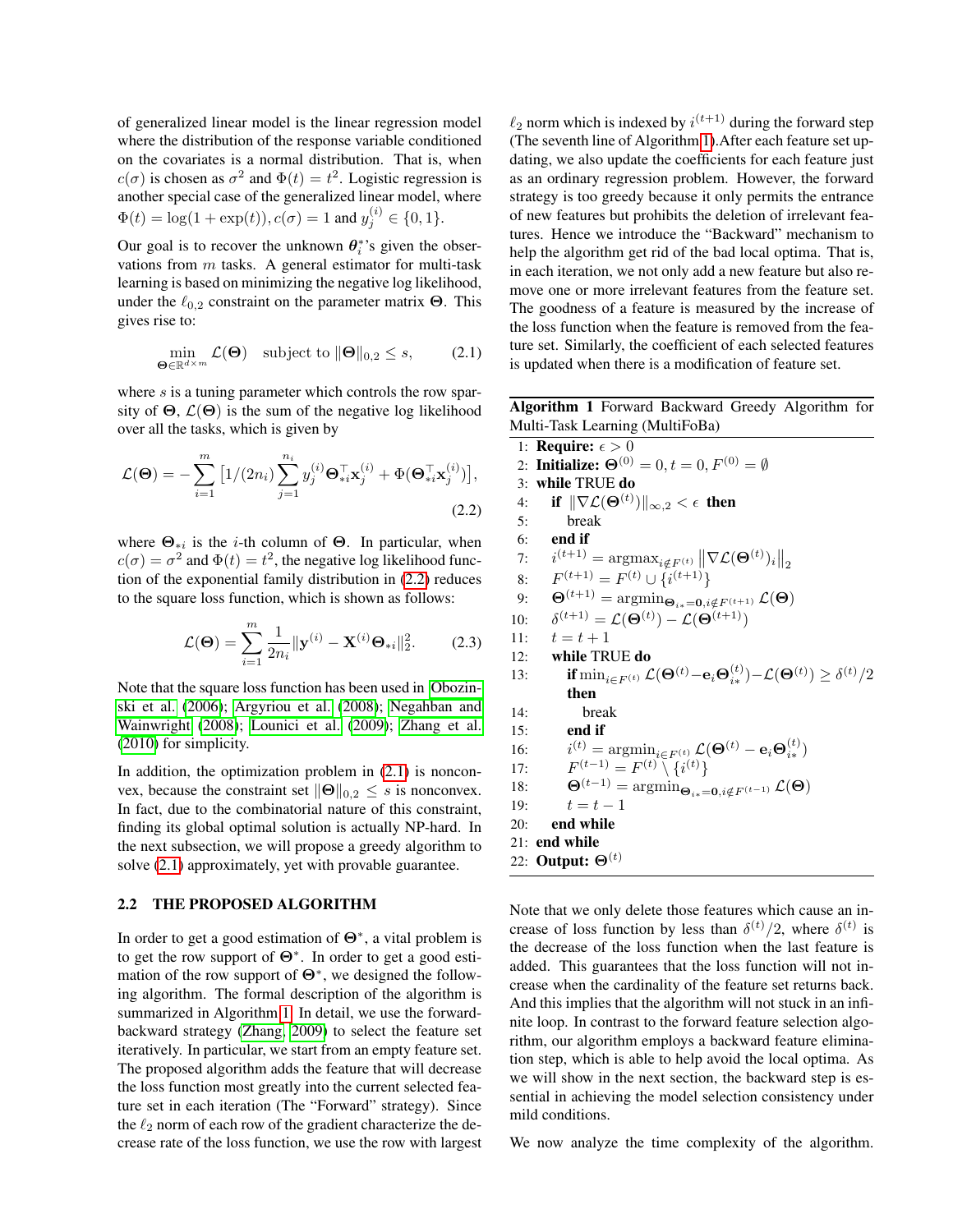of generalized linear model is the linear regression model where the distribution of the response variable conditioned on the covariates is a normal distribution. That is, when $c(\sigma)$ is chosen as $\sigma^2$ and $\Phi(t) = t^2$. Logistic regression is another special case of the generalized linear model, where $\Phi(t) = \log(1 + \exp(t)), c(\sigma) = 1$ and $y_j^{(i)} \in \{0, 1\}$.

Our goal is to recover the unknown $\boldsymbol{\theta}_i^*$'s given the observations from $m$ tasks. A general estimator for multi-task learning is based on minimizing the negative log likelihood, under the $\ell_{0,2}$ constraint on the parameter matrix $\boldsymbol{\Theta}$. This gives rise to:

$$\min_{\boldsymbol{\Theta} \in \mathbb{R}^{d \times m}} \mathcal{L}(\boldsymbol{\Theta}) \quad \text{subject to } \|\boldsymbol{\Theta}\|_{0,2} \leq s, \tag{2.1}$$

where $s$ is a tuning parameter which controls the row sparsity of $\boldsymbol{\Theta}$, $\mathcal{L}(\boldsymbol{\Theta})$ is the sum of the negative log likelihood over all the tasks, which is given by

$$\mathcal{L}(\boldsymbol{\Theta}) = -\sum_{i=1}^{m} \left[ 1/(2n_i) \sum_{j=1}^{n_i} y_j^{(i)} \boldsymbol{\Theta}_{*i}^\top \mathbf{x}_j^{(i)} + \Phi(\boldsymbol{\Theta}_{*i}^\top \mathbf{x}_j^{(i)}) \right], \tag{2.2}$$

where $\boldsymbol{\Theta}_{*i}$ is the $i$-th column of $\boldsymbol{\Theta}$. In particular, when $c(\sigma) = \sigma^2$ and $\Phi(t) = t^2$, the negative log likelihood function of the exponential family distribution in (2.2) reduces to the square loss function, which is shown as follows:

$$\mathcal{L}(\boldsymbol{\Theta}) = \sum_{i=1}^{m} \frac{1}{2n_i} \|\mathbf{y}^{(i)} - \mathbf{X}^{(i)} \boldsymbol{\Theta}_{*i}\|_2^2. \tag{2.3}$$

Note that the square loss function has been used in Obozinski et al. (2006); Argyriou et al. (2008); Negahban and Wainwright (2008); Lounici et al. (2009); Zhang et al. (2010) for simplicity.

In addition, the optimization problem in (2.1) is nonconvex, because the constraint set $\|\boldsymbol{\Theta}\|_{0,2} \leq s$ is nonconvex. In fact, due to the combinatorial nature of this constraint, finding its global optimal solution is actually NP-hard. In the next subsection, we will propose a greedy algorithm to solve (2.1) approximately, yet with provable guarantee.

### 2.2 THE PROPOSED ALGORITHM

In order to get a good estimation of $\boldsymbol{\Theta}^*$, a vital problem is to get the row support of $\boldsymbol{\Theta}^*$. In order to get a good estimation of the row support of $\boldsymbol{\Theta}^*$, we designed the following algorithm. The formal description of the algorithm is summarized in Algorithm 1. In detail, we use the forward-backward strategy (Zhang, 2009) to select the feature set iteratively. In particular, we start from an empty feature set. The proposed algorithm adds the feature that will decrease the loss function most greatly into the current selected feature set in each iteration (The "Forward" strategy). Since the $\ell_2$ norm of each row of the gradient characterize the decrease rate of the loss function, we use the row with largest $\ell_2$ norm which is indexed by $i^{(t+1)}$ during the forward step (The seventh line of Algorithm 1).After each feature set updating, we also update the coefficients for each feature just as an ordinary regression problem. However, the forward strategy is too greedy because it only permits the entrance of new features but prohibits the deletion of irrelevant features. Hence we introduce the "Backward" mechanism to help the algorithm get rid of the bad local optima. That is, in each iteration, we not only add a new feature but also remove one or more irrelevant features from the feature set. The goodness of a feature is measured by the increase of the loss function when the feature is removed from the feature set. Similarly, the coefficient of each selected features is updated when there is a modification of feature set.

**Algorithm 1** Forward Backward Greedy Algorithm for Multi-Task Learning (MultiFoBa)

```
1: Require: ε > 0
2: Initialize: Θ^(0) = 0, t = 0, F^(0) = ∅
3: while TRUE do
4:   if ||∇L(Θ^(t))||_{∞,2} < ε then
5:     break
6:   end if
7:   i^(t+1) = argmax_{i∉F^(t)} ||∇L(Θ^(t))_i||_2
8:   F^(t+1) = F^(t) ∪ {i^(t+1)}
9:   Θ^(t+1) = argmin_{Θ_{i*}=0, i∉F^(t+1)} L(Θ)
10:  δ^(t+1) = L(Θ^(t)) − L(Θ^(t+1))
11:  t = t + 1
12:  while TRUE do
13:    if min_{i∈F^(t)} L(Θ^(t) − e_i Θ^(t)_{i*}) − L(Θ^(t)) ≥ δ^(t)/2
       then
14:      break
15:    end if
16:    i^(t) = argmin_{i∈F^(t)} L(Θ^(t) − e_i Θ^(t)_{i*})
17:    F^(t−1) = F^(t) \ {i^(t)}
18:    Θ^(t−1) = argmin_{Θ_{i*}=0, i∉F^(t−1)} L(Θ)
19:    t = t − 1
20:  end while
21: end while
22: Output: Θ^(t)
```

Note that we only delete those features which cause an increase of loss function by less than $\delta^{(t)}/2$, where $\delta^{(t)}$ is the decrease of the loss function when the last feature is added. This guarantees that the loss function will not increase when the cardinality of the feature set returns back. And this implies that the algorithm will not stuck in an infinite loop. In contrast to the forward feature selection algorithm, our algorithm employs a backward feature elimination step, which is able to help avoid the local optima. As we will show in the next section, the backward step is essential in achieving the model selection consistency under mild conditions.

We now analyze the time complexity of the algorithm.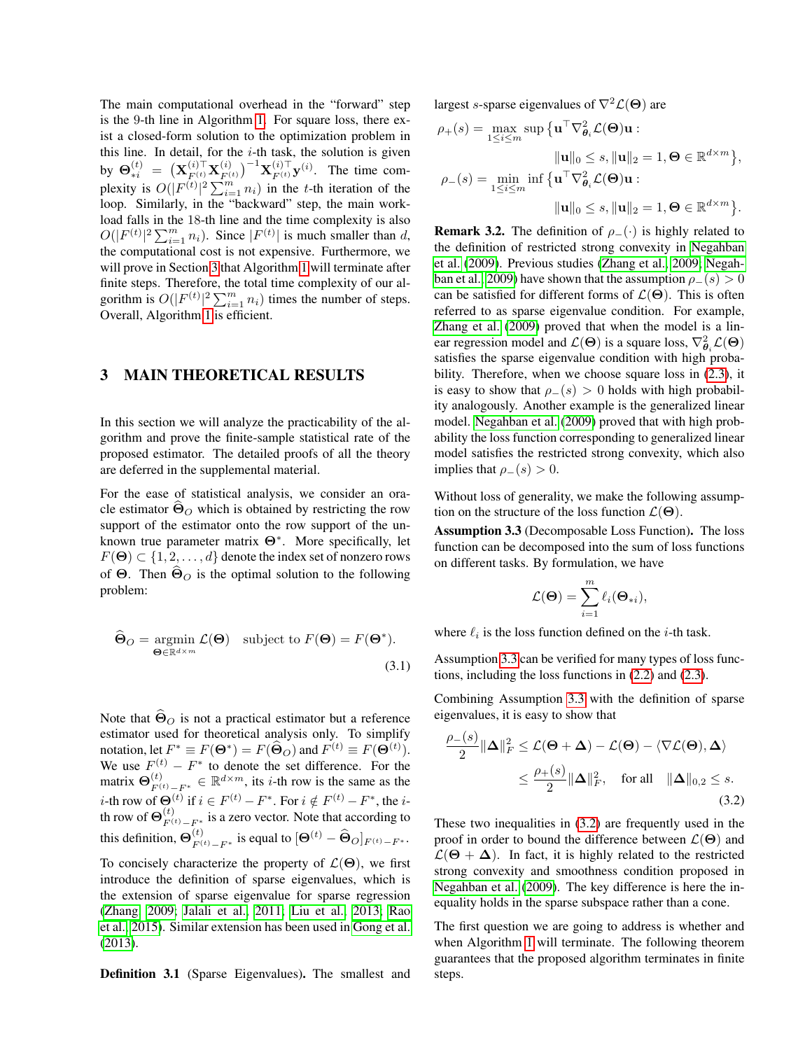The main computational overhead in the "forward" step is the 9-th line in Algorithm 1. For square loss, there exist a closed-form solution to the optimization problem in this line. In detail, for the $i$-th task, the solution is given by $\mathbf{\Theta}_{*i}^{(t)} = \big(\mathbf{X}_{F^{(t)}}^{(i)\top}\mathbf{X}_{F^{(t)}}^{(i)}\big)^{-1}\mathbf{X}_{F^{(t)}}^{(i)\top}\mathbf{y}^{(i)}$. The time complexity is $O(|F^{(t)}|^2\sum_{i=1}^m n_i)$ in the $t$-th iteration of the loop. Similarly, in the "backward" step, the main workload falls in the 18-th line and the time complexity is also $O(|F^{(t)}|^2\sum_{i=1}^m n_i)$. Since $|F^{(t)}|$ is much smaller than $d$, the computational cost is not expensive. Furthermore, we will prove in Section 3 that Algorithm 1 will terminate after finite steps. Therefore, the total time complexity of our algorithm is $O(|F^{(t)}|^2\sum_{i=1}^m n_i)$ times the number of steps. Overall, Algorithm 1 is efficient.

## 3 MAIN THEORETICAL RESULTS

In this section we will analyze the practicability of the algorithm and prove the finite-sample statistical rate of the proposed estimator. The detailed proofs of all the theory are deferred in the supplemental material.

For the ease of statistical analysis, we consider an oracle estimator $\widehat{\mathbf{\Theta}}_O$ which is obtained by restricting the row support of the estimator onto the row support of the unknown true parameter matrix $\mathbf{\Theta}^*$. More specifically, let $F(\mathbf{\Theta}) \subset \{1, 2, \ldots, d\}$ denote the index set of nonzero rows of $\mathbf{\Theta}$. Then $\widehat{\mathbf{\Theta}}_O$ is the optimal solution to the following problem:

$$\widehat{\mathbf{\Theta}}_O = \underset{\mathbf{\Theta}\in\mathbb{R}^{d\times m}}{\operatorname{argmin}}\ \mathcal{L}(\mathbf{\Theta}) \quad \text{subject to } F(\mathbf{\Theta}) = F(\mathbf{\Theta}^*). \tag{3.1}$$

Note that $\widehat{\mathbf{\Theta}}_O$ is not a practical estimator but a reference estimator used for theoretical analysis only. To simplify notation, let $F^* \equiv F(\mathbf{\Theta}^*) = F(\widehat{\mathbf{\Theta}}_O)$ and $F^{(t)} \equiv F(\mathbf{\Theta}^{(t)})$. We use $F^{(t)} - F^*$ to denote the set difference. For the matrix $\mathbf{\Theta}_{F^{(t)}-F^*}^{(t)} \in \mathbb{R}^{d\times m}$, its $i$-th row is the same as the $i$-th row of $\mathbf{\Theta}^{(t)}$ if $i \in F^{(t)} - F^*$. For $i \notin F^{(t)} - F^*$, the $i$-th row of $\mathbf{\Theta}_{F^{(t)}-F^*}^{(t)}$ is a zero vector. Note that according to this definition, $\mathbf{\Theta}_{F^{(t)}-F^*}^{(t)}$ is equal to $[\mathbf{\Theta}^{(t)} - \widehat{\mathbf{\Theta}}_O]_{F^{(t)}-F^*}$.

To concisely characterize the property of $\mathcal{L}(\mathbf{\Theta})$, we first introduce the definition of sparse eigenvalues, which is the extension of sparse eigenvalue for sparse regression (Zhang, 2009; Jalali et al., 2011; Liu et al., 2013; Rao et al., 2015). Similar extension has been used in Gong et al. (2013).

**Definition 3.1** (Sparse Eigenvalues)**.** The smallest and largest $s$-sparse eigenvalues of $\nabla^2\mathcal{L}(\mathbf{\Theta})$ are

$$\rho_+(s) = \max_{1\le i\le m} \sup\big\{\mathbf{u}^\top\nabla^2_{\boldsymbol{\theta}_i}\mathcal{L}(\mathbf{\Theta})\mathbf{u} : \|\mathbf{u}\|_0 \le s, \|\mathbf{u}\|_2 = 1, \mathbf{\Theta}\in\mathbb{R}^{d\times m}\big\},$$

$$\rho_-(s) = \min_{1\le i\le m} \inf\big\{\mathbf{u}^\top\nabla^2_{\boldsymbol{\theta}_i}\mathcal{L}(\mathbf{\Theta})\mathbf{u} : \|\mathbf{u}\|_0 \le s, \|\mathbf{u}\|_2 = 1, \mathbf{\Theta}\in\mathbb{R}^{d\times m}\big\}.$$

**Remark 3.2.** The definition of $\rho_-(\cdot)$ is highly related to the definition of restricted strong convexity in Negahban et al. (2009). Previous studies (Zhang et al., 2009; Negahban et al., 2009) have shown that the assumption $\rho_-(s) > 0$ can be satisfied for different forms of $\mathcal{L}(\mathbf{\Theta})$. This is often referred to as sparse eigenvalue condition. For example, Zhang et al. (2009) proved that when the model is a linear regression model and $\mathcal{L}(\mathbf{\Theta})$ is a square loss, $\nabla^2_{\boldsymbol{\theta}_i}\mathcal{L}(\mathbf{\Theta})$ satisfies the sparse eigenvalue condition with high probability. Therefore, when we choose square loss in (2.3), it is easy to show that $\rho_-(s) > 0$ holds with high probability analogously. Another example is the generalized linear model. Negahban et al. (2009) proved that with high probability the loss function corresponding to generalized linear model satisfies the restricted strong convexity, which also implies that $\rho_-(s) > 0$.

Without loss of generality, we make the following assumption on the structure of the loss function $\mathcal{L}(\mathbf{\Theta})$.

**Assumption 3.3** (Decomposable Loss Function)**.** The loss function can be decomposed into the sum of loss functions on different tasks. By formulation, we have

$$\mathcal{L}(\mathbf{\Theta}) = \sum_{i=1}^m \ell_i(\mathbf{\Theta}_{*i}),$$

where $\ell_i$ is the loss function defined on the $i$-th task.

Assumption 3.3 can be verified for many types of loss functions, including the loss functions in (2.2) and (2.3).

Combining Assumption 3.3 with the definition of sparse eigenvalues, it is easy to show that

$$\frac{\rho_-(s)}{2}\|\mathbf{\Delta}\|_F^2 \le \mathcal{L}(\mathbf{\Theta}+\mathbf{\Delta}) - \mathcal{L}(\mathbf{\Theta}) - \langle\nabla\mathcal{L}(\mathbf{\Theta}), \mathbf{\Delta}\rangle \le \frac{\rho_+(s)}{2}\|\mathbf{\Delta}\|_F^2, \quad \text{for all} \quad \|\mathbf{\Delta}\|_{0,2} \le s. \tag{3.2}$$

These two inequalities in (3.2) are frequently used in the proof in order to bound the difference between $\mathcal{L}(\mathbf{\Theta})$ and $\mathcal{L}(\mathbf{\Theta}+\mathbf{\Delta})$. In fact, it is highly related to the restricted strong convexity and smoothness condition proposed in Negahban et al. (2009). The key difference is here the inequality holds in the sparse subspace rather than a cone.

The first question we are going to address is whether and when Algorithm 1 will terminate. The following theorem guarantees that the proposed algorithm terminates in finite steps.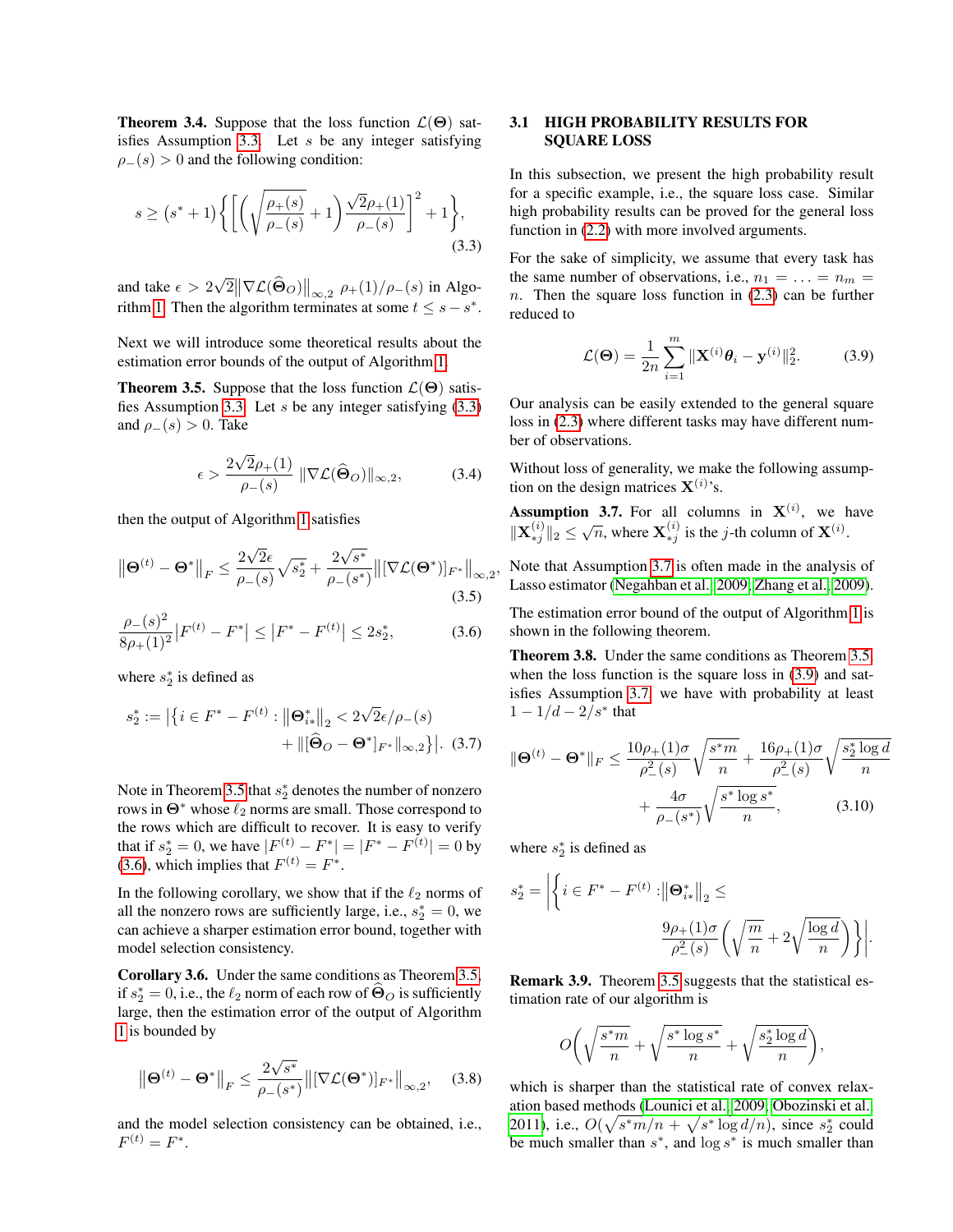**Theorem 3.4.** Suppose that the loss function $\mathcal{L}(\boldsymbol{\Theta})$ satisfies Assumption 3.3. Let $s$ be any integer satisfying $\rho_-(s) > 0$ and the following condition:

$$
s \geq (s^* + 1)\left\{\left[\left(\sqrt{\frac{\rho_+(s)}{\rho_-(s)}} + 1\right)\frac{\sqrt{2}\rho_+(1)}{\rho_-(s)}\right]^2 + 1\right\}, \tag{3.3}
$$

and take $\epsilon > 2\sqrt{2}\big\|\nabla\mathcal{L}(\widehat{\boldsymbol{\Theta}}_O)\big\|_{\infty,2}\,\rho_+(1)/\rho_-(s)$ in Algorithm 1. Then the algorithm terminates at some $t \leq s - s^*$.

Next we will introduce some theoretical results about the estimation error bounds of the output of Algorithm 1.

**Theorem 3.5.** Suppose that the loss function $\mathcal{L}(\boldsymbol{\Theta})$ satisfies Assumption 3.3. Let $s$ be any integer satisfying (3.3) and $\rho_-(s) > 0$. Take

$$
\epsilon > \frac{2\sqrt{2}\rho_+(1)}{\rho_-(s)}\|\nabla\mathcal{L}(\widehat{\boldsymbol{\Theta}}_O)\|_{\infty,2}, \tag{3.4}
$$

then the output of Algorithm 1 satisfies

$$
\big\|\boldsymbol{\Theta}^{(t)} - \boldsymbol{\Theta}^*\big\|_F \leq \frac{2\sqrt{2}\epsilon}{\rho_-(s)}\sqrt{s_2^*} + \frac{2\sqrt{s^*}}{\rho_-(s^*)}\big\|[\nabla\mathcal{L}(\boldsymbol{\Theta}^*)]_{F^*}\big\|_{\infty,2}, \tag{3.5}
$$

$$
\frac{\rho_-(s)^2}{8\rho_+(1)^2}\big|F^{(t)} - F^*\big| \leq \big|F^* - F^{(t)}\big| \leq 2s_2^*, \tag{3.6}
$$

where $s_2^*$ is defined as

$$
s_2^* := \Big|\Big\{i \in F^* - F^{(t)} : \big\|\boldsymbol{\Theta}^*_{i*}\big\|_2 < 2\sqrt{2}\epsilon/\rho_-(s) + \|[\widehat{\boldsymbol{\Theta}}_O - \boldsymbol{\Theta}^*]_{F^*}\|_{\infty,2}\Big\}\Big|. \tag{3.7}
$$

Note in Theorem 3.5 that $s_2^*$ denotes the number of nonzero rows in $\boldsymbol{\Theta}^*$ whose $\ell_2$ norms are small. Those correspond to the rows which are difficult to recover. It is easy to verify that if $s_2^* = 0$, we have $|F^{(t)} - F^*| = |F^* - F^{(t)}| = 0$ by (3.6), which implies that $F^{(t)} = F^*$.

In the following corollary, we show that if the $\ell_2$ norms of all the nonzero rows are sufficiently large, i.e., $s_2^* = 0$, we can achieve a sharper estimation error bound, together with model selection consistency.

**Corollary 3.6.** Under the same conditions as Theorem 3.5, if $s_2^* = 0$, i.e., the $\ell_2$ norm of each row of $\widehat{\boldsymbol{\Theta}}_O$ is sufficiently large, then the estimation error of the output of Algorithm 1 is bounded by

$$
\big\|\boldsymbol{\Theta}^{(t)} - \boldsymbol{\Theta}^*\big\|_F \leq \frac{2\sqrt{s^*}}{\rho_-(s^*)}\big\|[\nabla\mathcal{L}(\boldsymbol{\Theta}^*)]_{F^*}\big\|_{\infty,2}, \tag{3.8}
$$

and the model selection consistency can be obtained, i.e., $F^{(t)} = F^*$.

### 3.1 HIGH PROBABILITY RESULTS FOR SQUARE LOSS

In this subsection, we present the high probability result for a specific example, i.e., the square loss case. Similar high probability results can be proved for the general loss function in (2.2) with more involved arguments.

For the sake of simplicity, we assume that every task has the same number of observations, i.e., $n_1 = \ldots = n_m = n$. Then the square loss function in (2.3) can be further reduced to

$$
\mathcal{L}(\boldsymbol{\Theta}) = \frac{1}{2n}\sum_{i=1}^{m}\|\mathbf{X}^{(i)}\boldsymbol{\theta}_i - \mathbf{y}^{(i)}\|_2^2. \tag{3.9}
$$

Our analysis can be easily extended to the general square loss in (2.3) where different tasks may have different number of observations.

Without loss of generality, we make the following assumption on the design matrices $\mathbf{X}^{(i)}$'s.

**Assumption 3.7.** For all columns in $\mathbf{X}^{(i)}$, we have $\|\mathbf{X}^{(i)}_{*j}\|_2 \leq \sqrt{n}$, where $\mathbf{X}^{(i)}_{*j}$ is the $j$-th column of $\mathbf{X}^{(i)}$.

Note that Assumption 3.7 is often made in the analysis of Lasso estimator (Negahban et al., 2009; Zhang et al., 2009).

The estimation error bound of the output of Algorithm 1 is shown in the following theorem.

**Theorem 3.8.** Under the same conditions as Theorem 3.5, when the loss function is the square loss in (3.9) and satisfies Assumption 3.7, we have with probability at least $1 - 1/d - 2/s^*$ that

$$
\|\boldsymbol{\Theta}^{(t)} - \boldsymbol{\Theta}^*\|_F \leq \frac{10\rho_+(1)\sigma}{\rho_-^2(s)}\sqrt{\frac{s^*m}{n}} + \frac{16\rho_+(1)\sigma}{\rho_-^2(s)}\sqrt{\frac{s_2^*\log d}{n}} + \frac{4\sigma}{\rho_-(s^*)}\sqrt{\frac{s^*\log s^*}{n}}, \tag{3.10}
$$

where $s_2^*$ is defined as

$$
s_2^* = \left|\left\{i \in F^* - F^{(t)} : \big\|\boldsymbol{\Theta}^*_{i*}\big\|_2 \leq \frac{9\rho_+(1)\sigma}{\rho_-^2(s)}\left(\sqrt{\frac{m}{n}} + 2\sqrt{\frac{\log d}{n}}\right)\right\}\right|.
$$

**Remark 3.9.** Theorem 3.5 suggests that the statistical estimation rate of our algorithm is

$$
O\left(\sqrt{\frac{s^*m}{n}} + \sqrt{\frac{s^*\log s^*}{n}} + \sqrt{\frac{s_2^*\log d}{n}}\right),
$$

which is sharper than the statistical rate of convex relaxation based methods (Lounici et al., 2009; Obozinski et al., 2011), i.e., $O(\sqrt{s^*m/n} + \sqrt{s^*\log d/n})$, since $s_2^*$ could be much smaller than $s^*$, and $\log s^*$ is much smaller than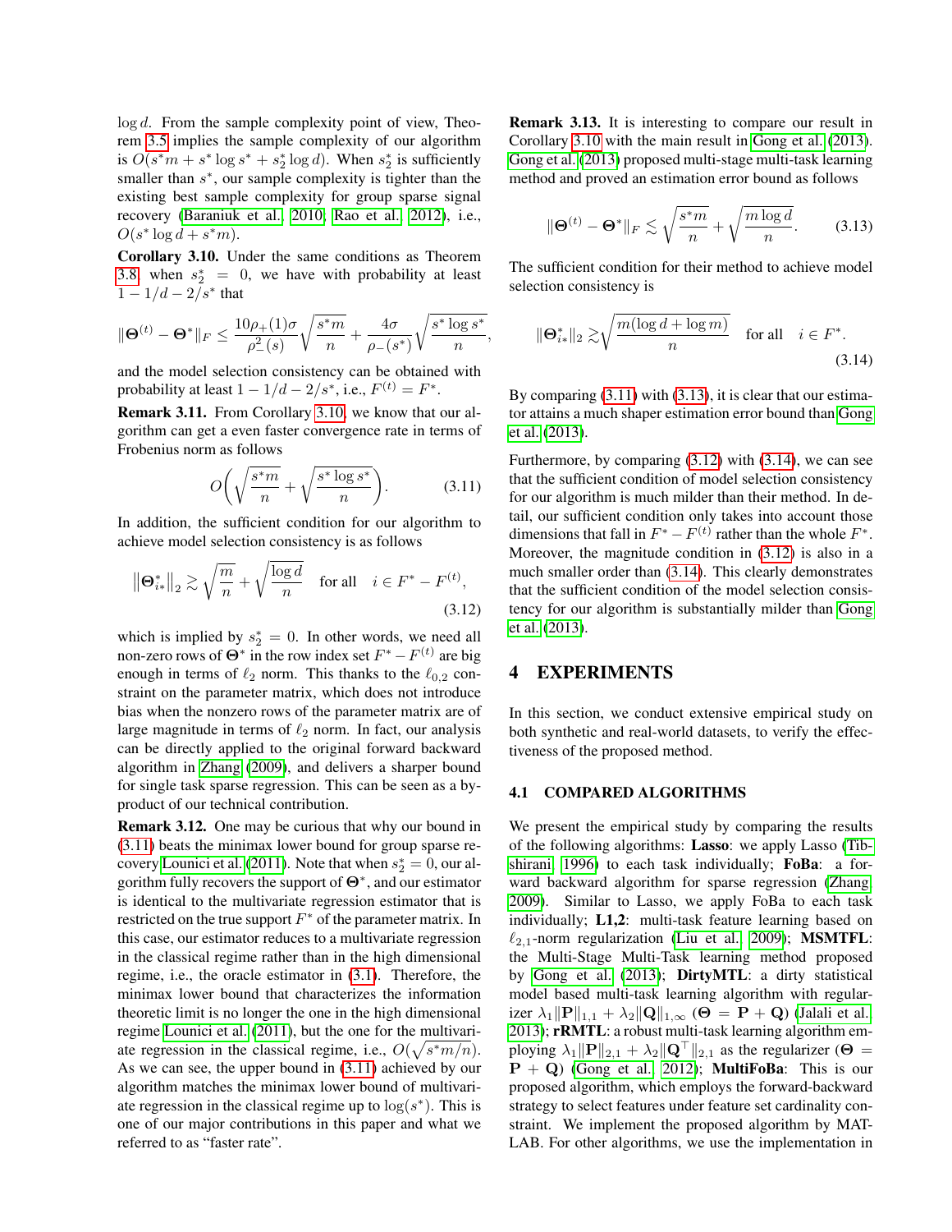$\log d$. From the sample complexity point of view, Theorem 3.5 implies the sample complexity of our algorithm is $O(s^*m + s^* \log s^* + s_2^* \log d)$. When $s_2^*$ is sufficiently smaller than $s^*$, our sample complexity is tighter than the existing best sample complexity for group sparse signal recovery (Baraniuk et al., 2010; Rao et al., 2012), i.e., $O(s^* \log d + s^* m)$.

**Corollary 3.10.** Under the same conditions as Theorem 3.8, when $s_2^* = 0$, we have with probability at least $1 - 1/d - 2/s^*$ that

$$\|\mathbf{\Theta}^{(t)} - \mathbf{\Theta}^*\|_F \leq \frac{10\rho_+(1)\sigma}{\rho_-^2(s)}\sqrt{\frac{s^*m}{n}} + \frac{4\sigma}{\rho_-(s^*)}\sqrt{\frac{s^*\log s^*}{n}},$$

and the model selection consistency can be obtained with probability at least $1 - 1/d - 2/s^*$, i.e., $F^{(t)} = F^*$.

**Remark 3.11.** From Corollary 3.10, we know that our algorithm can get a even faster convergence rate in terms of Frobenius norm as follows

$$O\bigg(\sqrt{\frac{s^*m}{n}} + \sqrt{\frac{s^*\log s^*}{n}}\bigg). \tag{3.11}$$

In addition, the sufficient condition for our algorithm to achieve model selection consistency is as follows

$$\big\|\mathbf{\Theta}_{i*}^*\big\|_2 \gtrsim \sqrt{\frac{m}{n}} + \sqrt{\frac{\log d}{n}} \quad \text{for all} \quad i \in F^* - F^{(t)}, \tag{3.12}$$

which is implied by $s_2^* = 0$. In other words, we need all non-zero rows of $\mathbf{\Theta}^*$ in the row index set $F^* - F^{(t)}$ are big enough in terms of $\ell_2$ norm. This thanks to the $\ell_{0,2}$ constraint on the parameter matrix, which does not introduce bias when the nonzero rows of the parameter matrix are of large magnitude in terms of $\ell_2$ norm. In fact, our analysis can be directly applied to the original forward backward algorithm in Zhang (2009), and delivers a sharper bound for single task sparse regression. This can be seen as a by-product of our technical contribution.

**Remark 3.12.** One may be curious that why our bound in (3.11) beats the minimax lower bound for group sparse recovery Lounici et al. (2011). Note that when $s_2^* = 0$, our algorithm fully recovers the support of $\mathbf{\Theta}^*$, and our estimator is identical to the multivariate regression estimator that is restricted on the true support $F^*$ of the parameter matrix. In this case, our estimator reduces to a multivariate regression in the classical regime rather than in the high dimensional regime, i.e., the oracle estimator in (3.1). Therefore, the minimax lower bound that characterizes the information theoretic limit is no longer the one in the high dimensional regime Lounici et al. (2011), but the one for the multivariate regression in the classical regime, i.e., $O(\sqrt{s^*m/n})$. As we can see, the upper bound in (3.11) achieved by our algorithm matches the minimax lower bound of multivariate regression in the classical regime up to $\log(s^*)$. This is one of our major contributions in this paper and what we referred to as "faster rate".

**Remark 3.13.** It is interesting to compare our result in Corollary 3.10 with the main result in Gong et al. (2013). Gong et al. (2013) proposed multi-stage multi-task learning method and proved an estimation error bound as follows

$$\|\mathbf{\Theta}^{(t)} - \mathbf{\Theta}^*\|_F \lesssim \sqrt{\frac{s^*m}{n}} + \sqrt{\frac{m\log d}{n}}. \tag{3.13}$$

The sufficient condition for their method to achieve model selection consistency is

$$\|\mathbf{\Theta}_{i*}^*\|_2 \gtrsim \sqrt{\frac{m(\log d + \log m)}{n}} \quad \text{for all} \quad i \in F^*. \tag{3.14}$$

By comparing (3.11) with (3.13), it is clear that our estimator attains a much shaper estimation error bound than Gong et al. (2013).

Furthermore, by comparing (3.12) with (3.14), we can see that the sufficient condition of model selection consistency for our algorithm is much milder than their method. In detail, our sufficient condition only takes into account those dimensions that fall in $F^* - F^{(t)}$ rather than the whole $F^*$. Moreover, the magnitude condition in (3.12) is also in a much smaller order than (3.14). This clearly demonstrates that the sufficient condition of the model selection consistency for our algorithm is substantially milder than Gong et al. (2013).

# 4 EXPERIMENTS

In this section, we conduct extensive empirical study on both synthetic and real-world datasets, to verify the effectiveness of the proposed method.

## 4.1 COMPARED ALGORITHMS

We present the empirical study by comparing the results of the following algorithms: **Lasso**: we apply Lasso (Tibshirani, 1996) to each task individually; **FoBa**: a forward backward algorithm for sparse regression (Zhang, 2009). Similar to Lasso, we apply FoBa to each task individually; **L1,2**: multi-task feature learning based on $\ell_{2,1}$-norm regularization (Liu et al., 2009); **MSMTFL**: the Multi-Stage Multi-Task learning method proposed by Gong et al. (2013); **DirtyMTL**: a dirty statistical model based multi-task learning algorithm with regularizer $\lambda_1\|\mathbf{P}\|_{1,1} + \lambda_2\|\mathbf{Q}\|_{1,\infty}$ ($\mathbf{\Theta} = \mathbf{P} + \mathbf{Q}$) (Jalali et al., 2013); **rRMTL**: a robust multi-task learning algorithm employing $\lambda_1\|\mathbf{P}\|_{2,1} + \lambda_2\|\mathbf{Q}^\top\|_{2,1}$ as the regularizer ($\mathbf{\Theta} = \mathbf{P} + \mathbf{Q}$) (Gong et al., 2012); **MultiFoBa**: This is our proposed algorithm, which employs the forward-backward strategy to select features under feature set cardinality constraint. We implement the proposed algorithm by MATLAB. For other algorithms, we use the implementation in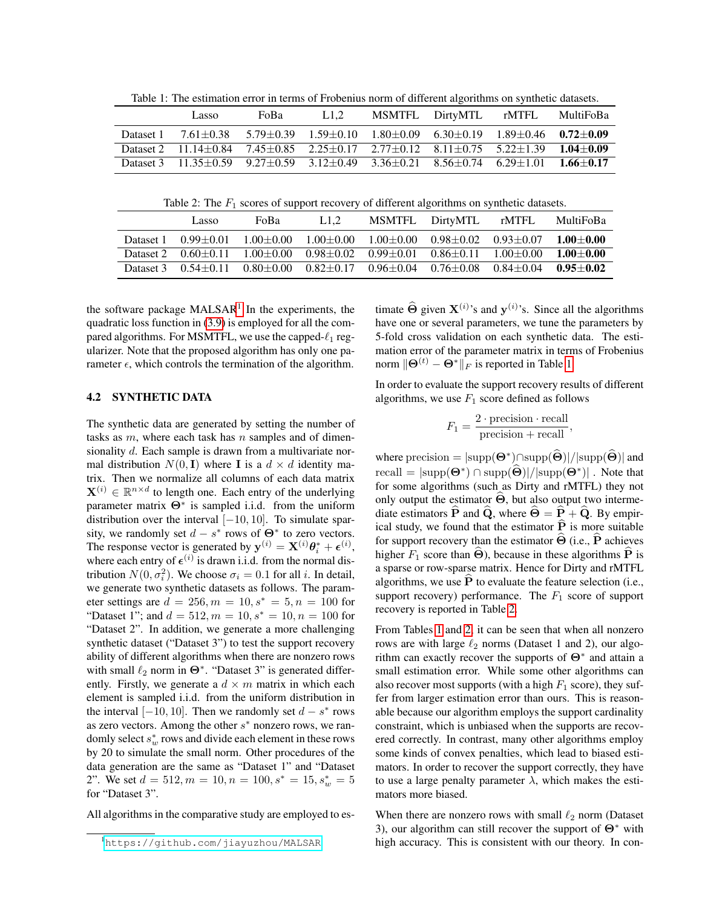Table 1: The estimation error in terms of Frobenius norm of different algorithms on synthetic datasets.

| | Lasso | FoBa | L1,2 | MSMTFL | DirtyMTL | rMTFL | MultiFoBa |
|---|---|---|---|---|---|---|---|
| Dataset 1 | 7.61±0.38 | 5.79±0.39 | 1.59±0.10 | 1.80±0.09 | 6.30±0.19 | 1.89±0.46 | **0.72±0.09** |
| Dataset 2 | 11.14±0.84 | 7.45±0.85 | 2.25±0.17 | 2.77±0.12 | 8.11±0.75 | 5.22±1.39 | **1.04±0.09** |
| Dataset 3 | 11.35±0.59 | 9.27±0.59 | 3.12±0.49 | 3.36±0.21 | 8.56±0.74 | 6.29±1.01 | **1.66±0.17** |

Table 2: The $F_1$ scores of support recovery of different algorithms on synthetic datasets.

| | Lasso | FoBa | L1,2 | MSMTFL | DirtyMTL | rMTFL | MultiFoBa |
|---|---|---|---|---|---|---|---|
| Dataset 1 | 0.99±0.01 | 1.00±0.00 | 1.00±0.00 | 1.00±0.00 | 0.98±0.02 | 0.93±0.07 | **1.00±0.00** |
| Dataset 2 | 0.60±0.11 | 1.00±0.00 | 0.98±0.02 | 0.99±0.01 | 0.86±0.11 | 1.00±0.00 | **1.00±0.00** |
| Dataset 3 | 0.54±0.11 | 0.80±0.00 | 0.82±0.17 | 0.96±0.04 | 0.76±0.08 | 0.84±0.04 | **0.95±0.02** |

the software package MALSAR[1] In the experiments, the quadratic loss function in (3.9) is employed for all the compared algorithms. For MSMTFL, we use the capped-$\ell_1$ regularizer. Note that the proposed algorithm has only one parameter $\epsilon$, which controls the termination of the algorithm.

### 4.2 SYNTHETIC DATA

The synthetic data are generated by setting the number of tasks as $m$, where each task has $n$ samples and of dimensionality $d$. Each sample is drawn from a multivariate normal distribution $N(0, \mathbf{I})$ where $\mathbf{I}$ is a $d \times d$ identity matrix. Then we normalize all columns of each data matrix $\mathbf{X}^{(i)} \in \mathbb{R}^{n \times d}$ to length one. Each entry of the underlying parameter matrix $\mathbf{\Theta}^*$ is sampled i.i.d. from the uniform distribution over the interval $[-10, 10]$. To simulate sparsity, we randomly set $d - s^*$ rows of $\mathbf{\Theta}^*$ to zero vectors. The response vector is generated by $\mathbf{y}^{(i)} = \mathbf{X}^{(i)}\boldsymbol{\theta}_i^* + \boldsymbol{\epsilon}^{(i)}$, where each entry of $\boldsymbol{\epsilon}^{(i)}$ is drawn i.i.d. from the normal distribution $N(0, \sigma_i^2)$. We choose $\sigma_i = 0.1$ for all $i$. In detail, we generate two synthetic datasets as follows. The parameter settings are $d = 256, m = 10, s^* = 5, n = 100$ for "Dataset 1"; and $d = 512, m = 10, s^* = 10, n = 100$ for "Dataset 2". In addition, we generate a more challenging synthetic dataset ("Dataset 3") to test the support recovery ability of different algorithms when there are nonzero rows with small $\ell_2$ norm in $\mathbf{\Theta}^*$. "Dataset 3" is generated differently. Firstly, we generate a $d \times m$ matrix in which each element is sampled i.i.d. from the uniform distribution in the interval $[-10, 10]$. Then we randomly set $d - s^*$ rows as zero vectors. Among the other $s^*$ nonzero rows, we randomly select $s_w^*$ rows and divide each element in these rows by 20 to simulate the small norm. Other procedures of the data generation are the same as "Dataset 1" and "Dataset 2". We set $d = 512, m = 10, n = 100, s^* = 15, s_w^* = 5$ for "Dataset 3".

All algorithms in the comparative study are employed to estimate $\widehat{\mathbf{\Theta}}$ given $\mathbf{X}^{(i)}$'s and $\mathbf{y}^{(i)}$'s. Since all the algorithms have one or several parameters, we tune the parameters by 5-fold cross validation on each synthetic data. The estimation error of the parameter matrix in terms of Frobenius norm $\|\mathbf{\Theta}^{(t)} - \mathbf{\Theta}^*\|_F$ is reported in Table 1.

In order to evaluate the support recovery results of different algorithms, we use $F_1$ score defined as follows

$$F_1 = \frac{2 \cdot \text{precision} \cdot \text{recall}}{\text{precision} + \text{recall}},$$

where precision $= |\text{supp}(\mathbf{\Theta}^*) \cap \text{supp}(\widehat{\mathbf{\Theta}})|/|\text{supp}(\widehat{\mathbf{\Theta}})|$ and recall $= |\text{supp}(\mathbf{\Theta}^*) \cap \text{supp}(\widehat{\mathbf{\Theta}})|/|\text{supp}(\mathbf{\Theta}^*)|$ . Note that for some algorithms (such as Dirty and rMTFL) they not only output the estimator $\widehat{\mathbf{\Theta}}$, but also output two intermediate estimators $\widehat{\mathbf{P}}$ and $\widehat{\mathbf{Q}}$, where $\widehat{\mathbf{\Theta}} = \widehat{\mathbf{P}} + \widehat{\mathbf{Q}}$. By empirical study, we found that the estimator $\widehat{\mathbf{P}}$ is more suitable for support recovery than the estimator $\widehat{\mathbf{\Theta}}$ (i.e., $\widehat{\mathbf{P}}$ achieves higher $F_1$ score than $\widehat{\mathbf{\Theta}}$), because in these algorithms $\widehat{\mathbf{P}}$ is a sparse or row-sparse matrix. Hence for Dirty and rMTFL algorithms, we use $\widehat{\mathbf{P}}$ to evaluate the feature selection (i.e., support recovery) performance. The $F_1$ score of support recovery is reported in Table 2.

From Tables 1 and 2, it can be seen that when all nonzero rows are with large $\ell_2$ norms (Dataset 1 and 2), our algorithm can exactly recover the supports of $\mathbf{\Theta}^*$ and attain a small estimation error. While some other algorithms can also recover most supports (with a high $F_1$ score), they suffer from larger estimation error than ours. This is reasonable because our algorithm employs the support cardinality constraint, which is unbiased when the supports are recovered correctly. In contrast, many other algorithms employ some kinds of convex penalties, which lead to biased estimators. In order to recover the support correctly, they have to use a large penalty parameter $\lambda$, which makes the estimators more biased.

When there are nonzero rows with small $\ell_2$ norm (Dataset 3), our algorithm can still recover the support of $\mathbf{\Theta}^*$ with high accuracy. This is consistent with our theory. In con-

[1] https://github.com/jiayuzhou/MALSAR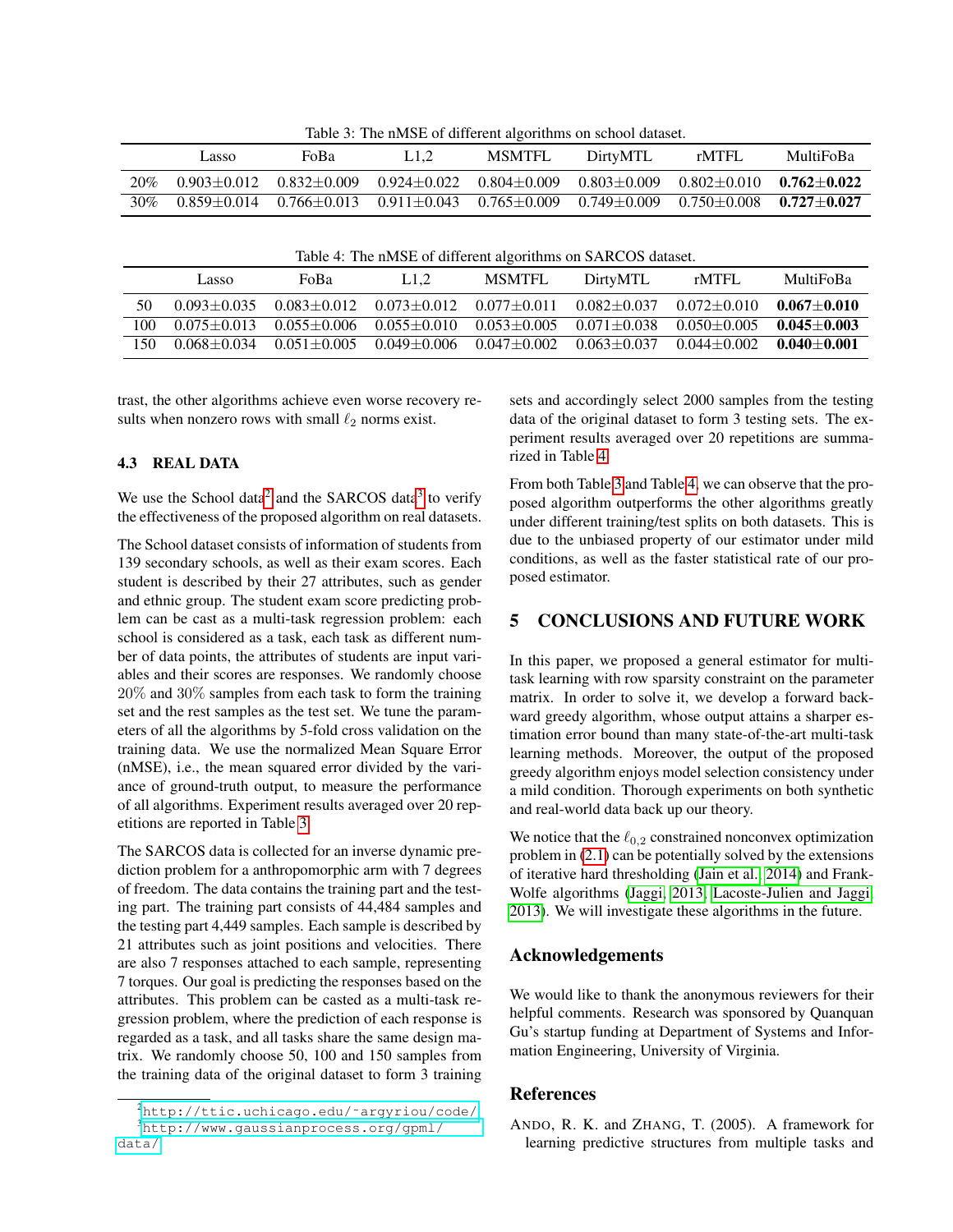Table 3: The nMSE of different algorithms on school dataset.

| | Lasso | FoBa | L1,2 | MSMTFL | DirtyMTL | rMTFL | MultiFoBa |
|---|---|---|---|---|---|---|---|
| 20% | 0.903±0.012 | 0.832±0.009 | 0.924±0.022 | 0.804±0.009 | 0.803±0.009 | 0.802±0.010 | **0.762±0.022** |
| 30% | 0.859±0.014 | 0.766±0.013 | 0.911±0.043 | 0.765±0.009 | 0.749±0.009 | 0.750±0.008 | **0.727±0.027** |

Table 4: The nMSE of different algorithms on SARCOS dataset.

| | Lasso | FoBa | L1,2 | MSMTFL | DirtyMTL | rMTFL | MultiFoBa |
|---|---|---|---|---|---|---|---|
| 50 | 0.093±0.035 | 0.083±0.012 | 0.073±0.012 | 0.077±0.011 | 0.082±0.037 | 0.072±0.010 | **0.067±0.010** |
| 100 | 0.075±0.013 | 0.055±0.006 | 0.055±0.010 | 0.053±0.005 | 0.071±0.038 | 0.050±0.005 | **0.045±0.003** |
| 150 | 0.068±0.034 | 0.051±0.005 | 0.049±0.006 | 0.047±0.002 | 0.063±0.037 | 0.044±0.002 | **0.040±0.001** |

trast, the other algorithms achieve even worse recovery results when nonzero rows with small $\ell_2$ norms exist.

### 4.3 REAL DATA

We use the School data[2] and the SARCOS data[3] to verify the effectiveness of the proposed algorithm on real datasets.

The School dataset consists of information of students from 139 secondary schools, as well as their exam scores. Each student is described by their 27 attributes, such as gender and ethnic group. The student exam score predicting problem can be cast as a multi-task regression problem: each school is considered as a task, each task as different number of data points, the attributes of students are input variables and their scores are responses. We randomly choose 20% and 30% samples from each task to form the training set and the rest samples as the test set. We tune the parameters of all the algorithms by 5-fold cross validation on the training data. We use the normalized Mean Square Error (nMSE), i.e., the mean squared error divided by the variance of ground-truth output, to measure the performance of all algorithms. Experiment results averaged over 20 repetitions are reported in Table 3.

The SARCOS data is collected for an inverse dynamic prediction problem for a anthropomorphic arm with 7 degrees of freedom. The data contains the training part and the testing part. The training part consists of 44,484 samples and the testing part 4,449 samples. Each sample is described by 21 attributes such as joint positions and velocities. There are also 7 responses attached to each sample, representing 7 torques. Our goal is predicting the responses based on the attributes. This problem can be casted as a multi-task regression problem, where the prediction of each response is regarded as a task, and all tasks share the same design matrix. We randomly choose 50, 100 and 150 samples from the training data of the original dataset to form 3 training sets and accordingly select 2000 samples from the testing data of the original dataset to form 3 testing sets. The experiment results averaged over 20 repetitions are summarized in Table 4.

From both Table 3 and Table 4, we can observe that the proposed algorithm outperforms the other algorithms greatly under different training/test splits on both datasets. This is due to the unbiased property of our estimator under mild conditions, as well as the faster statistical rate of our proposed estimator.

## 5 CONCLUSIONS AND FUTURE WORK

In this paper, we proposed a general estimator for multi-task learning with row sparsity constraint on the parameter matrix. In order to solve it, we develop a forward backward greedy algorithm, whose output attains a sharper estimation error bound than many state-of-the-art multi-task learning methods. Moreover, the output of the proposed greedy algorithm enjoys model selection consistency under a mild condition. Thorough experiments on both synthetic and real-world data back up our theory.

We notice that the $\ell_{0,2}$ constrained nonconvex optimization problem in (2.1) can be potentially solved by the extensions of iterative hard thresholding (Jain et al., 2014) and Frank-Wolfe algorithms (Jaggi, 2013; Lacoste-Julien and Jaggi, 2013). We will investigate these algorithms in the future.

## Acknowledgements

We would like to thank the anonymous reviewers for their helpful comments. Research was sponsored by Quanquan Gu's startup funding at Department of Systems and Information Engineering, University of Virginia.

## References

ANDO, R. K. and ZHANG, T. (2005). A framework for learning predictive structures from multiple tasks and

[2] http://ttic.uchicago.edu/~argyriou/code/

[3] http://www.gaussianprocess.org/gpml/data/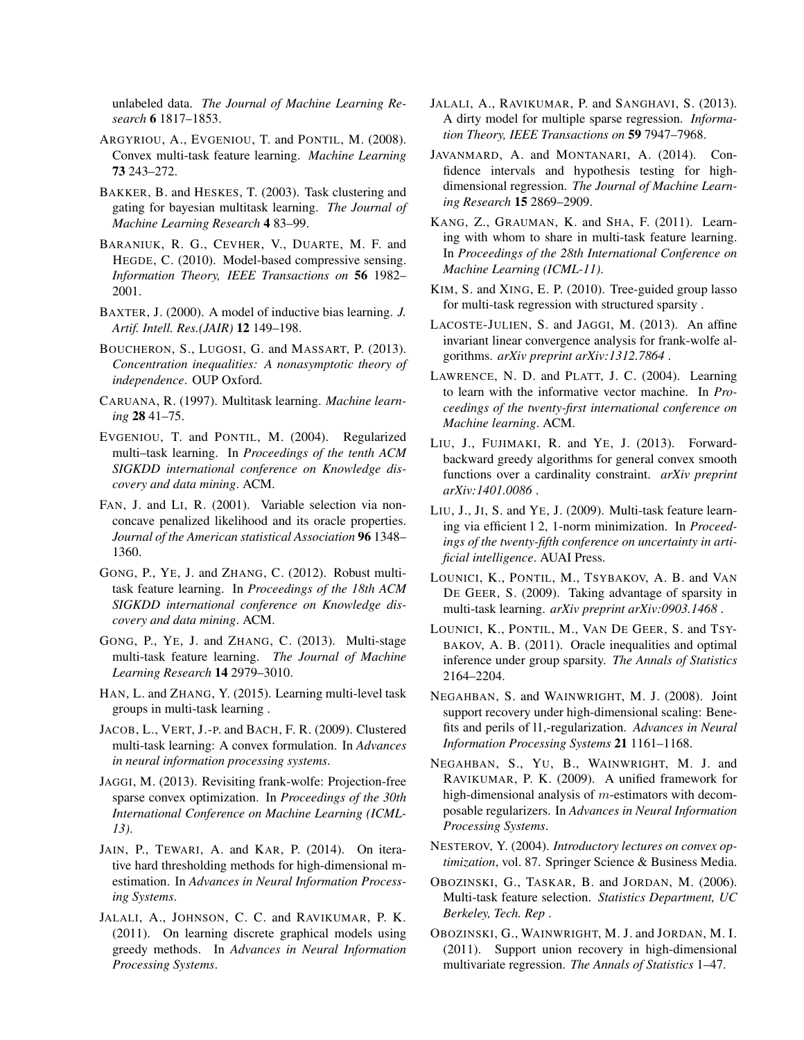unlabeled data. *The Journal of Machine Learning Research* **6** 1817–1853.

ARGYRIOU, A., EVGENIOU, T. and PONTIL, M. (2008). Convex multi-task feature learning. *Machine Learning* **73** 243–272.

BAKKER, B. and HESKES, T. (2003). Task clustering and gating for bayesian multitask learning. *The Journal of Machine Learning Research* **4** 83–99.

BARANIUK, R. G., CEVHER, V., DUARTE, M. F. and HEGDE, C. (2010). Model-based compressive sensing. *Information Theory, IEEE Transactions on* **56** 1982–2001.

BAXTER, J. (2000). A model of inductive bias learning. *J. Artif. Intell. Res.(JAIR)* **12** 149–198.

BOUCHERON, S., LUGOSI, G. and MASSART, P. (2013). *Concentration inequalities: A nonasymptotic theory of independence*. OUP Oxford.

CARUANA, R. (1997). Multitask learning. *Machine learning* **28** 41–75.

EVGENIOU, T. and PONTIL, M. (2004). Regularized multi–task learning. In *Proceedings of the tenth ACM SIGKDD international conference on Knowledge discovery and data mining*. ACM.

FAN, J. and LI, R. (2001). Variable selection via nonconcave penalized likelihood and its oracle properties. *Journal of the American statistical Association* **96** 1348–1360.

GONG, P., YE, J. and ZHANG, C. (2012). Robust multitask feature learning. In *Proceedings of the 18th ACM SIGKDD international conference on Knowledge discovery and data mining*. ACM.

GONG, P., YE, J. and ZHANG, C. (2013). Multi-stage multi-task feature learning. *The Journal of Machine Learning Research* **14** 2979–3010.

HAN, L. and ZHANG, Y. (2015). Learning multi-level task groups in multi-task learning .

JACOB, L., VERT, J.-P. and BACH, F. R. (2009). Clustered multi-task learning: A convex formulation. In *Advances in neural information processing systems*.

JAGGI, M. (2013). Revisiting frank-wolfe: Projection-free sparse convex optimization. In *Proceedings of the 30th International Conference on Machine Learning (ICML-13)*.

JAIN, P., TEWARI, A. and KAR, P. (2014). On iterative hard thresholding methods for high-dimensional m-estimation. In *Advances in Neural Information Processing Systems*.

JALALI, A., JOHNSON, C. C. and RAVIKUMAR, P. K. (2011). On learning discrete graphical models using greedy methods. In *Advances in Neural Information Processing Systems*.

JALALI, A., RAVIKUMAR, P. and SANGHAVI, S. (2013). A dirty model for multiple sparse regression. *Information Theory, IEEE Transactions on* **59** 7947–7968.

JAVANMARD, A. and MONTANARI, A. (2014). Confidence intervals and hypothesis testing for high-dimensional regression. *The Journal of Machine Learning Research* **15** 2869–2909.

KANG, Z., GRAUMAN, K. and SHA, F. (2011). Learning with whom to share in multi-task feature learning. In *Proceedings of the 28th International Conference on Machine Learning (ICML-11)*.

KIM, S. and XING, E. P. (2010). Tree-guided group lasso for multi-task regression with structured sparsity .

LACOSTE-JULIEN, S. and JAGGI, M. (2013). An affine invariant linear convergence analysis for frank-wolfe algorithms. *arXiv preprint arXiv:1312.7864* .

LAWRENCE, N. D. and PLATT, J. C. (2004). Learning to learn with the informative vector machine. In *Proceedings of the twenty-first international conference on Machine learning*. ACM.

LIU, J., FUJIMAKI, R. and YE, J. (2013). Forward-backward greedy algorithms for general convex smooth functions over a cardinality constraint. *arXiv preprint arXiv:1401.0086* .

LIU, J., JI, S. and YE, J. (2009). Multi-task feature learning via efficient l 2, 1-norm minimization. In *Proceedings of the twenty-fifth conference on uncertainty in artificial intelligence*. AUAI Press.

LOUNICI, K., PONTIL, M., TSYBAKOV, A. B. and VAN DE GEER, S. (2009). Taking advantage of sparsity in multi-task learning. *arXiv preprint arXiv:0903.1468* .

LOUNICI, K., PONTIL, M., VAN DE GEER, S. and TSYBAKOV, A. B. (2011). Oracle inequalities and optimal inference under group sparsity. *The Annals of Statistics* 2164–2204.

NEGAHBAN, S. and WAINWRIGHT, M. J. (2008). Joint support recovery under high-dimensional scaling: Benefits and perils of l1,-regularization. *Advances in Neural Information Processing Systems* **21** 1161–1168.

NEGAHBAN, S., YU, B., WAINWRIGHT, M. J. and RAVIKUMAR, P. K. (2009). A unified framework for high-dimensional analysis of $m$-estimators with decomposable regularizers. In *Advances in Neural Information Processing Systems*.

NESTEROV, Y. (2004). *Introductory lectures on convex optimization*, vol. 87. Springer Science & Business Media.

OBOZINSKI, G., TASKAR, B. and JORDAN, M. (2006). Multi-task feature selection. *Statistics Department, UC Berkeley, Tech. Rep* .

OBOZINSKI, G., WAINWRIGHT, M. J. and JORDAN, M. I. (2011). Support union recovery in high-dimensional multivariate regression. *The Annals of Statistics* 1–47.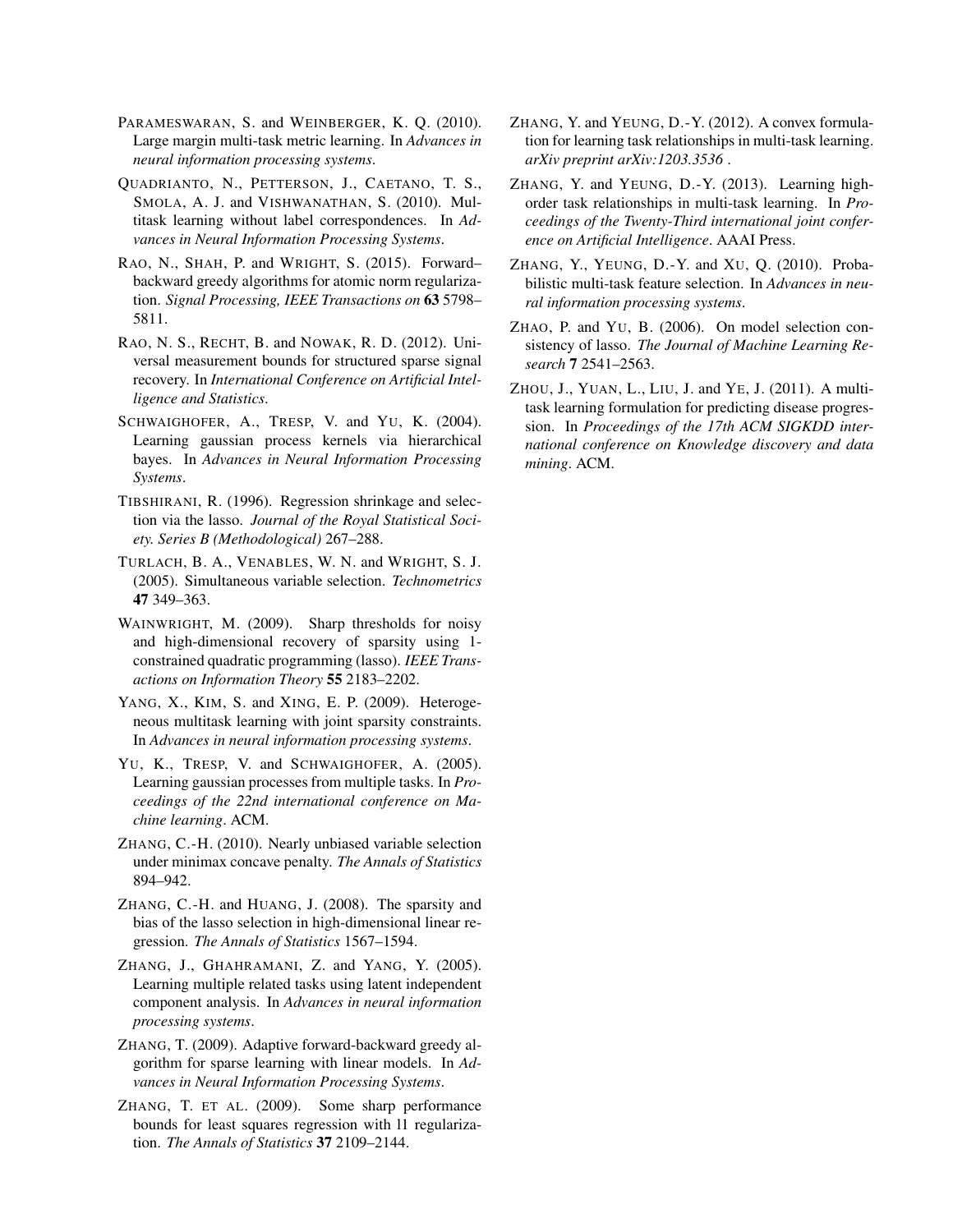PARAMESWARAN, S. and WEINBERGER, K. Q. (2010). Large margin multi-task metric learning. In *Advances in neural information processing systems*.

QUADRIANTO, N., PETTERSON, J., CAETANO, T. S., SMOLA, A. J. and VISHWANATHAN, S. (2010). Multitask learning without label correspondences. In *Advances in Neural Information Processing Systems*.

RAO, N., SHAH, P. and WRIGHT, S. (2015). Forward–backward greedy algorithms for atomic norm regularization. *Signal Processing, IEEE Transactions on* **63** 5798–5811.

RAO, N. S., RECHT, B. and NOWAK, R. D. (2012). Universal measurement bounds for structured sparse signal recovery. In *International Conference on Artificial Intelligence and Statistics*.

SCHWAIGHOFER, A., TRESP, V. and YU, K. (2004). Learning gaussian process kernels via hierarchical bayes. In *Advances in Neural Information Processing Systems*.

TIBSHIRANI, R. (1996). Regression shrinkage and selection via the lasso. *Journal of the Royal Statistical Society. Series B (Methodological)* 267–288.

TURLACH, B. A., VENABLES, W. N. and WRIGHT, S. J. (2005). Simultaneous variable selection. *Technometrics* **47** 349–363.

WAINWRIGHT, M. (2009). Sharp thresholds for noisy and high-dimensional recovery of sparsity using 1-constrained quadratic programming (lasso). *IEEE Transactions on Information Theory* **55** 2183–2202.

YANG, X., KIM, S. and XING, E. P. (2009). Heterogeneous multitask learning with joint sparsity constraints. In *Advances in neural information processing systems*.

YU, K., TRESP, V. and SCHWAIGHOFER, A. (2005). Learning gaussian processes from multiple tasks. In *Proceedings of the 22nd international conference on Machine learning*. ACM.

ZHANG, C.-H. (2010). Nearly unbiased variable selection under minimax concave penalty. *The Annals of Statistics* 894–942.

ZHANG, C.-H. and HUANG, J. (2008). The sparsity and bias of the lasso selection in high-dimensional linear regression. *The Annals of Statistics* 1567–1594.

ZHANG, J., GHAHRAMANI, Z. and YANG, Y. (2005). Learning multiple related tasks using latent independent component analysis. In *Advances in neural information processing systems*.

ZHANG, T. (2009). Adaptive forward-backward greedy algorithm for sparse learning with linear models. In *Advances in Neural Information Processing Systems*.

ZHANG, T. ET AL. (2009). Some sharp performance bounds for least squares regression with l1 regularization. *The Annals of Statistics* **37** 2109–2144.

ZHANG, Y. and YEUNG, D.-Y. (2012). A convex formulation for learning task relationships in multi-task learning. *arXiv preprint arXiv:1203.3536* .

ZHANG, Y. and YEUNG, D.-Y. (2013). Learning high-order task relationships in multi-task learning. In *Proceedings of the Twenty-Third international joint conference on Artificial Intelligence*. AAAI Press.

ZHANG, Y., YEUNG, D.-Y. and XU, Q. (2010). Probabilistic multi-task feature selection. In *Advances in neural information processing systems*.

ZHAO, P. and YU, B. (2006). On model selection consistency of lasso. *The Journal of Machine Learning Research* **7** 2541–2563.

ZHOU, J., YUAN, L., LIU, J. and YE, J. (2011). A multitask learning formulation for predicting disease progression. In *Proceedings of the 17th ACM SIGKDD international conference on Knowledge discovery and data mining*. ACM.